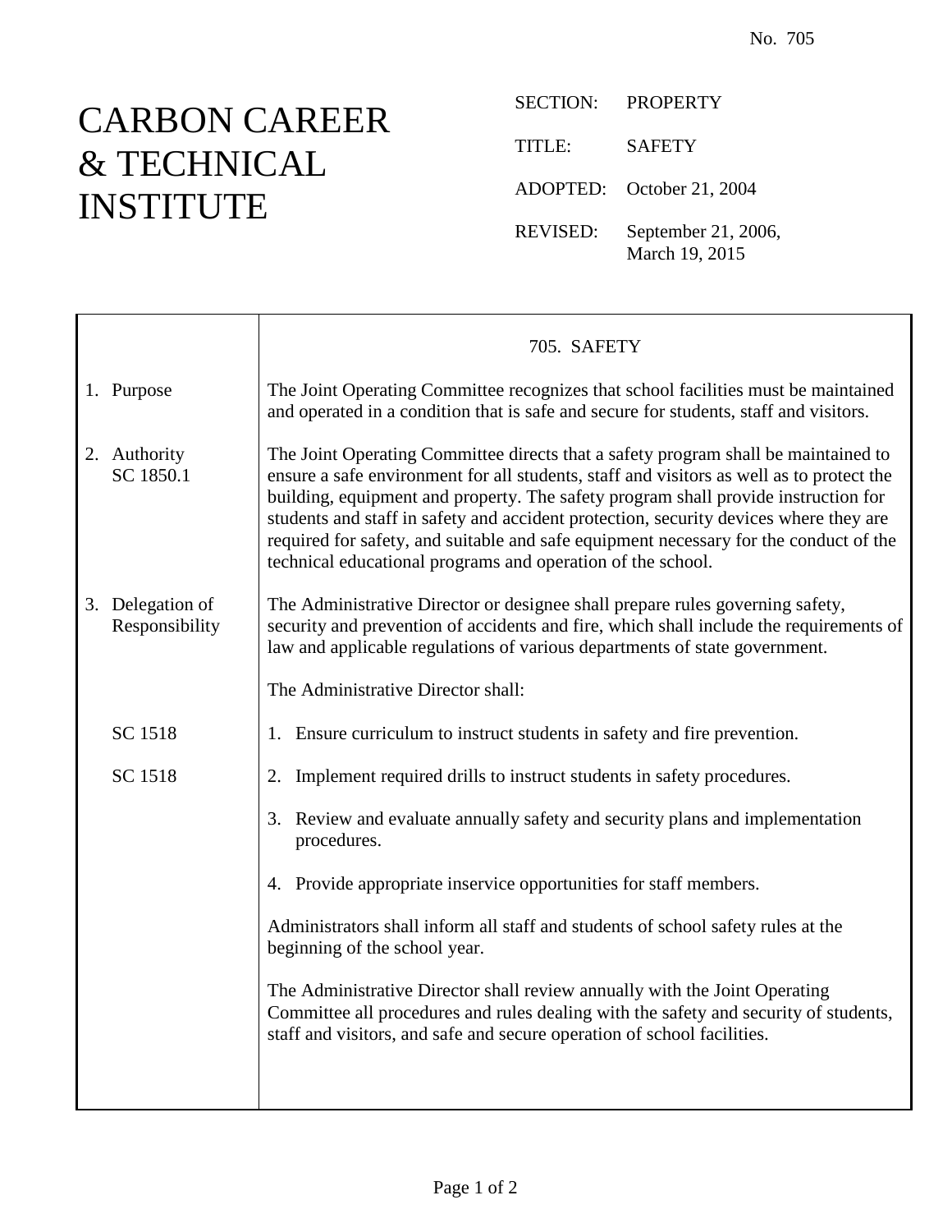No. 705

# CARBON CAREER & TECHNICAL INSTITUTE

SECTION: PROPERTY

TITLE: SAFETY

ADOPTED: October 21, 2004

REVISED: September 21, 2006, March 19, 2015

## 705. SAFETY

**1. Purpose**

The Joint Operating Committee recognizes that school facilities must be maintained and operated in a condition that is safe and secure for students, staff and visitors.

**2. Authority**
SC 1850.1

The Joint Operating Committee directs that a safety program shall be maintained to ensure a safe environment for all students, staff and visitors as well as to protect the building, equipment and property. The safety program shall provide instruction for students and staff in safety and accident protection, security devices where they are required for safety, and suitable and safe equipment necessary for the conduct of the technical educational programs and operation of the school.

**3. Delegation of Responsibility**

The Administrative Director or designee shall prepare rules governing safety, security and prevention of accidents and fire, which shall include the requirements of law and applicable regulations of various departments of state government.

The Administrative Director shall:

SC 1518

1. Ensure curriculum to instruct students in safety and fire prevention.

SC 1518

2. Implement required drills to instruct students in safety procedures.

3. Review and evaluate annually safety and security plans and implementation procedures.

4. Provide appropriate inservice opportunities for staff members.

Administrators shall inform all staff and students of school safety rules at the beginning of the school year.

The Administrative Director shall review annually with the Joint Operating Committee all procedures and rules dealing with the safety and security of students, staff and visitors, and safe and secure operation of school facilities.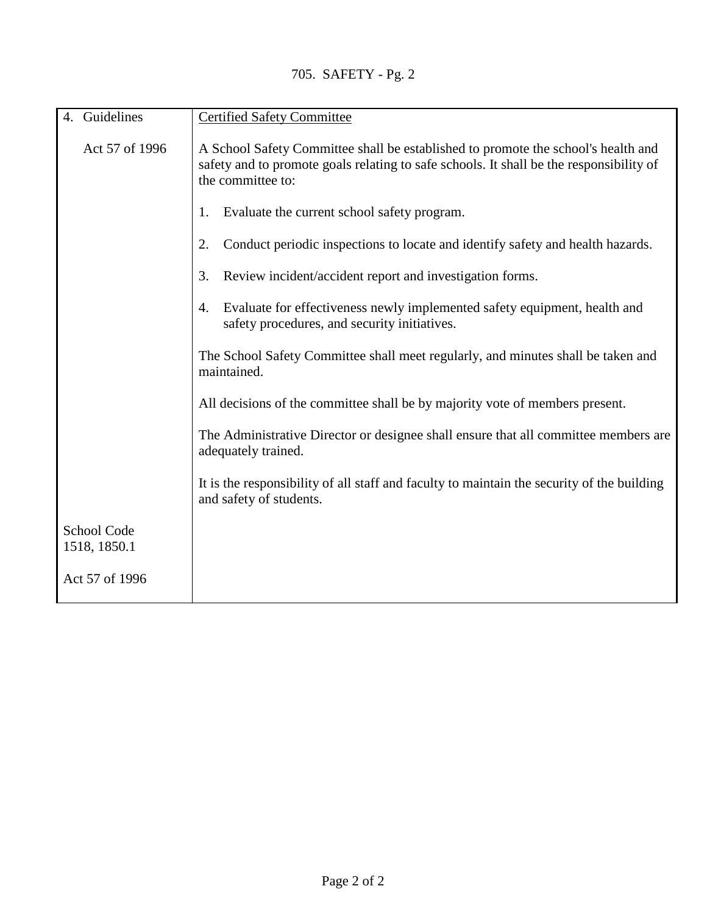705. SAFETY - Pg. 2

| | |
|---|---|
| 4. Guidelines | Certified Safety Committee |
| Act 57 of 1996 | A School Safety Committee shall be established to promote the school's health and safety and to promote goals relating to safe schools. It shall be the responsibility of the committee to:<br><br>1. Evaluate the current school safety program.<br><br>2. Conduct periodic inspections to locate and identify safety and health hazards.<br><br>3. Review incident/accident report and investigation forms.<br><br>4. Evaluate for effectiveness newly implemented safety equipment, health and safety procedures, and security initiatives.<br><br>The School Safety Committee shall meet regularly, and minutes shall be taken and maintained.<br><br>All decisions of the committee shall be by majority vote of members present.<br><br>The Administrative Director or designee shall ensure that all committee members are adequately trained.<br><br>It is the responsibility of all staff and faculty to maintain the security of the building and safety of students. |
| School Code 1518, 1850.1<br><br>Act 57 of 1996 | |